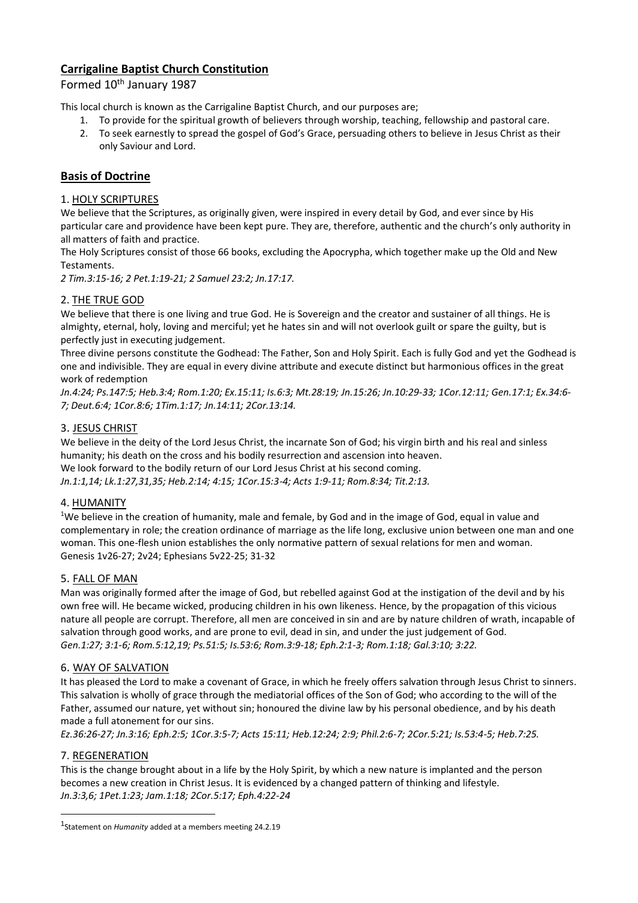# Carrigaline Baptist Church Constitution

Formed 10th January 1987

This local church is known as the Carrigaline Baptist Church, and our purposes are;

1. To provide for the spiritual growth of believers through worship, teaching, fellowship and pastoral care.
2. To seek earnestly to spread the gospel of God's Grace, persuading others to believe in Jesus Christ as their only Saviour and Lord.

## Basis of Doctrine

### 1. HOLY SCRIPTURES

We believe that the Scriptures, as originally given, were inspired in every detail by God, and ever since by His particular care and providence have been kept pure. They are, therefore, authentic and the church's only authority in all matters of faith and practice.

The Holy Scriptures consist of those 66 books, excluding the Apocrypha, which together make up the Old and New Testaments.

*2 Tim.3:15-16; 2 Pet.1:19-21; 2 Samuel 23:2; Jn.17:17.*

### 2. THE TRUE GOD

We believe that there is one living and true God. He is Sovereign and the creator and sustainer of all things. He is almighty, eternal, holy, loving and merciful; yet he hates sin and will not overlook guilt or spare the guilty, but is perfectly just in executing judgement.

Three divine persons constitute the Godhead: The Father, Son and Holy Spirit. Each is fully God and yet the Godhead is one and indivisible. They are equal in every divine attribute and execute distinct but harmonious offices in the great work of redemption

*Jn.4:24; Ps.147:5; Heb.3:4; Rom.1:20; Ex.15:11; Is.6:3; Mt.28:19; Jn.15:26; Jn.10:29-33; 1Cor.12:11; Gen.17:1; Ex.34:6-7; Deut.6:4; 1Cor.8:6; 1Tim.1:17; Jn.14:11; 2Cor.13:14.*

### 3. JESUS CHRIST

We believe in the deity of the Lord Jesus Christ, the incarnate Son of God; his virgin birth and his real and sinless humanity; his death on the cross and his bodily resurrection and ascension into heaven.

We look forward to the bodily return of our Lord Jesus Christ at his second coming.

*Jn.1:1,14; Lk.1:27,31,35; Heb.2:14; 4:15; 1Cor.15:3-4; Acts 1:9-11; Rom.8:34; Tit.2:13.*

### 4. HUMANITY

[1]We believe in the creation of humanity, male and female, by God and in the image of God, equal in value and complementary in role; the creation ordinance of marriage as the life long, exclusive union between one man and one woman. This one-flesh union establishes the only normative pattern of sexual relations for men and woman.

Genesis 1v26-27; 2v24; Ephesians 5v22-25; 31-32

### 5. FALL OF MAN

Man was originally formed after the image of God, but rebelled against God at the instigation of the devil and by his own free will. He became wicked, producing children in his own likeness. Hence, by the propagation of this vicious nature all people are corrupt. Therefore, all men are conceived in sin and are by nature children of wrath, incapable of salvation through good works, and are prone to evil, dead in sin, and under the just judgement of God.

*Gen.1:27; 3:1-6; Rom.5:12,19; Ps.51:5; Is.53:6; Rom.3:9-18; Eph.2:1-3; Rom.1:18; Gal.3:10; 3:22.*

### 6. WAY OF SALVATION

It has pleased the Lord to make a covenant of Grace, in which he freely offers salvation through Jesus Christ to sinners. This salvation is wholly of grace through the mediatorial offices of the Son of God; who according to the will of the Father, assumed our nature, yet without sin; honoured the divine law by his personal obedience, and by his death made a full atonement for our sins.

*Ez.36:26-27; Jn.3:16; Eph.2:5; 1Cor.3:5-7; Acts 15:11; Heb.12:24; 2:9; Phil.2:6-7; 2Cor.5:21; Is.53:4-5; Heb.7:25.*

### 7. REGENERATION

This is the change brought about in a life by the Holy Spirit, by which a new nature is implanted and the person becomes a new creation in Christ Jesus. It is evidenced by a changed pattern of thinking and lifestyle.

*Jn.3:3,6; 1Pet.1:23; Jam.1:18; 2Cor.5:17; Eph.4:22-24*

---

[1] Statement on *Humanity* added at a members meeting 24.2.19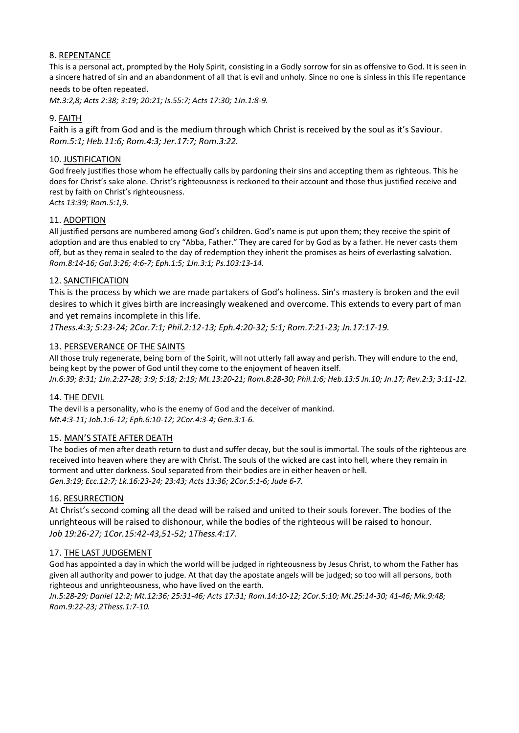## 8. <u>REPENTANCE</u>

This is a personal act, prompted by the Holy Spirit, consisting in a Godly sorrow for sin as offensive to God. It is seen in a sincere hatred of sin and an abandonment of all that is evil and unholy. Since no one is sinless in this life repentance needs to be often repeated.

*Mt.3:2,8; Acts 2:38; 3:19; 20:21; Is.55:7; Acts 17:30; 1Jn.1:8-9.*

## 9. <u>FAITH</u>

Faith is a gift from God and is the medium through which Christ is received by the soul as it's Saviour.
*Rom.5:1; Heb.11:6; Rom.4:3; Jer.17:7; Rom.3:22.*

## 10. <u>JUSTIFICATION</u>

God freely justifies those whom he effectually calls by pardoning their sins and accepting them as righteous. This he does for Christ's sake alone. Christ's righteousness is reckoned to their account and those thus justified receive and rest by faith on Christ's righteousness.

*Acts 13:39; Rom.5:1,9.*

## 11. <u>ADOPTION</u>

All justified persons are numbered among God's children. God's name is put upon them; they receive the spirit of adoption and are thus enabled to cry "Abba, Father." They are cared for by God as by a father. He never casts them off, but as they remain sealed to the day of redemption they inherit the promises as heirs of everlasting salvation.
*Rom.8:14-16; Gal.3:26; 4:6-7; Eph.1:5; 1Jn.3:1; Ps.103:13-14.*

## 12. <u>SANCTIFICATION</u>

This is the process by which we are made partakers of God's holiness. Sin's mastery is broken and the evil desires to which it gives birth are increasingly weakened and overcome. This extends to every part of man and yet remains incomplete in this life.

*1Thess.4:3; 5:23-24; 2Cor.7:1; Phil.2:12-13; Eph.4:20-32; 5:1; Rom.7:21-23; Jn.17:17-19.*

## 13. <u>PERSEVERANCE OF THE SAINTS</u>

All those truly regenerate, being born of the Spirit, will not utterly fall away and perish. They will endure to the end, being kept by the power of God until they come to the enjoyment of heaven itself.
*Jn.6:39; 8:31; 1Jn.2:27-28; 3:9; 5:18; 2:19; Mt.13:20-21; Rom.8:28-30; Phil.1:6; Heb.13:5 Jn.10; Jn.17; Rev.2:3; 3:11-12.*

## 14. <u>THE DEVIL</u>

The devil is a personality, who is the enemy of God and the deceiver of mankind.
*Mt.4:3-11; Job.1:6-12; Eph.6:10-12; 2Cor.4:3-4; Gen.3:1-6.*

## 15. <u>MAN'S STATE AFTER DEATH</u>

The bodies of men after death return to dust and suffer decay, but the soul is immortal. The souls of the righteous are received into heaven where they are with Christ. The souls of the wicked are cast into hell, where they remain in torment and utter darkness. Soul separated from their bodies are in either heaven or hell.
*Gen.3:19; Ecc.12:7; Lk.16:23-24; 23:43; Acts 13:36; 2Cor.5:1-6; Jude 6-7.*

## 16. <u>RESURRECTION</u>

At Christ's second coming all the dead will be raised and united to their souls forever. The bodies of the unrighteous will be raised to dishonour, while the bodies of the righteous will be raised to honour.
*Job 19:26-27; 1Cor.15:42-43,51-52; 1Thess.4:17.*

## 17. <u>THE LAST JUDGEMENT</u>

God has appointed a day in which the world will be judged in righteousness by Jesus Christ, to whom the Father has given all authority and power to judge. At that day the apostate angels will be judged; so too will all persons, both righteous and unrighteousness, who have lived on the earth.

*Jn.5:28-29; Daniel 12:2; Mt.12:36; 25:31-46; Acts 17:31; Rom.14:10-12; 2Cor.5:10; Mt.25:14-30; 41-46; Mk.9:48; Rom.9:22-23; 2Thess.1:7-10.*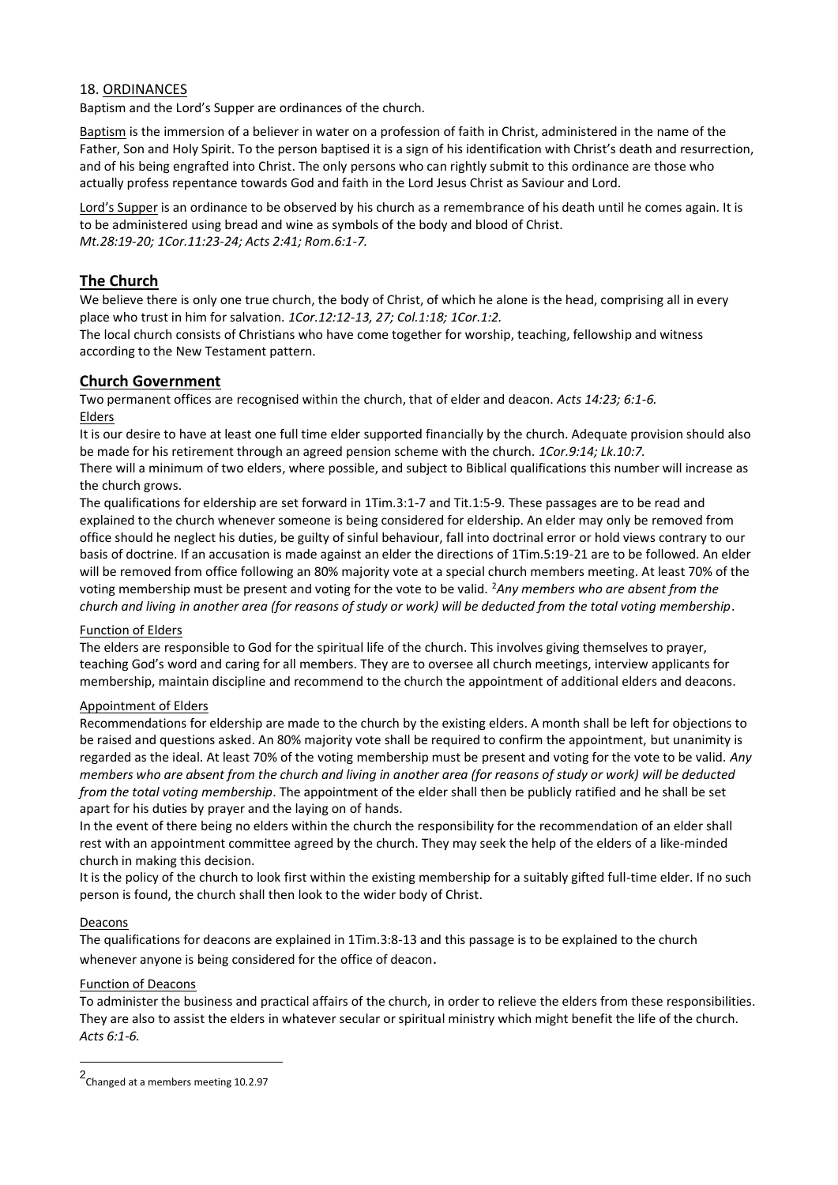18. ORDINANCES

Baptism and the Lord's Supper are ordinances of the church.

Baptism is the immersion of a believer in water on a profession of faith in Christ, administered in the name of the Father, Son and Holy Spirit. To the person baptised it is a sign of his identification with Christ's death and resurrection, and of his being engrafted into Christ. The only persons who can rightly submit to this ordinance are those who actually profess repentance towards God and faith in the Lord Jesus Christ as Saviour and Lord.

Lord's Supper is an ordinance to be observed by his church as a remembrance of his death until he comes again. It is to be administered using bread and wine as symbols of the body and blood of Christ.
*Mt.28:19-20; 1Cor.11:23-24; Acts 2:41; Rom.6:1-7.*

## The Church

We believe there is only one true church, the body of Christ, of which he alone is the head, comprising all in every place who trust in him for salvation. *1Cor.12:12-13, 27; Col.1:18; 1Cor.1:2.*
The local church consists of Christians who have come together for worship, teaching, fellowship and witness according to the New Testament pattern.

## Church Government

Two permanent offices are recognised within the church, that of elder and deacon. *Acts 14:23; 6:1-6.*

### Elders

It is our desire to have at least one full time elder supported financially by the church. Adequate provision should also be made for his retirement through an agreed pension scheme with the church. *1Cor.9:14; Lk.10:7.*
There will a minimum of two elders, where possible, and subject to Biblical qualifications this number will increase as the church grows.
The qualifications for eldership are set forward in 1Tim.3:1-7 and Tit.1:5-9. These passages are to be read and explained to the church whenever someone is being considered for eldership. An elder may only be removed from office should he neglect his duties, be guilty of sinful behaviour, fall into doctrinal error or hold views contrary to our basis of doctrine. If an accusation is made against an elder the directions of 1Tim.5:19-21 are to be followed. An elder will be removed from office following an 80% majority vote at a special church members meeting. At least 70% of the voting membership must be present and voting for the vote to be valid. [2]*Any members who are absent from the church and living in another area (for reasons of study or work) will be deducted from the total voting membership*.

### Function of Elders

The elders are responsible to God for the spiritual life of the church. This involves giving themselves to prayer, teaching God's word and caring for all members. They are to oversee all church meetings, interview applicants for membership, maintain discipline and recommend to the church the appointment of additional elders and deacons.

### Appointment of Elders

Recommendations for eldership are made to the church by the existing elders. A month shall be left for objections to be raised and questions asked. An 80% majority vote shall be required to confirm the appointment, but unanimity is regarded as the ideal. At least 70% of the voting membership must be present and voting for the vote to be valid. *Any members who are absent from the church and living in another area (for reasons of study or work) will be deducted from the total voting membership*. The appointment of the elder shall then be publicly ratified and he shall be set apart for his duties by prayer and the laying on of hands.
In the event of there being no elders within the church the responsibility for the recommendation of an elder shall rest with an appointment committee agreed by the church. They may seek the help of the elders of a like-minded church in making this decision.
It is the policy of the church to look first within the existing membership for a suitably gifted full-time elder. If no such person is found, the church shall then look to the wider body of Christ.

### Deacons

The qualifications for deacons are explained in 1Tim.3:8-13 and this passage is to be explained to the church whenever anyone is being considered for the office of deacon.

### Function of Deacons

To administer the business and practical affairs of the church, in order to relieve the elders from these responsibilities. They are also to assist the elders in whatever secular or spiritual ministry which might benefit the life of the church. *Acts 6:1-6.*

---

[2] Changed at a members meeting 10.2.97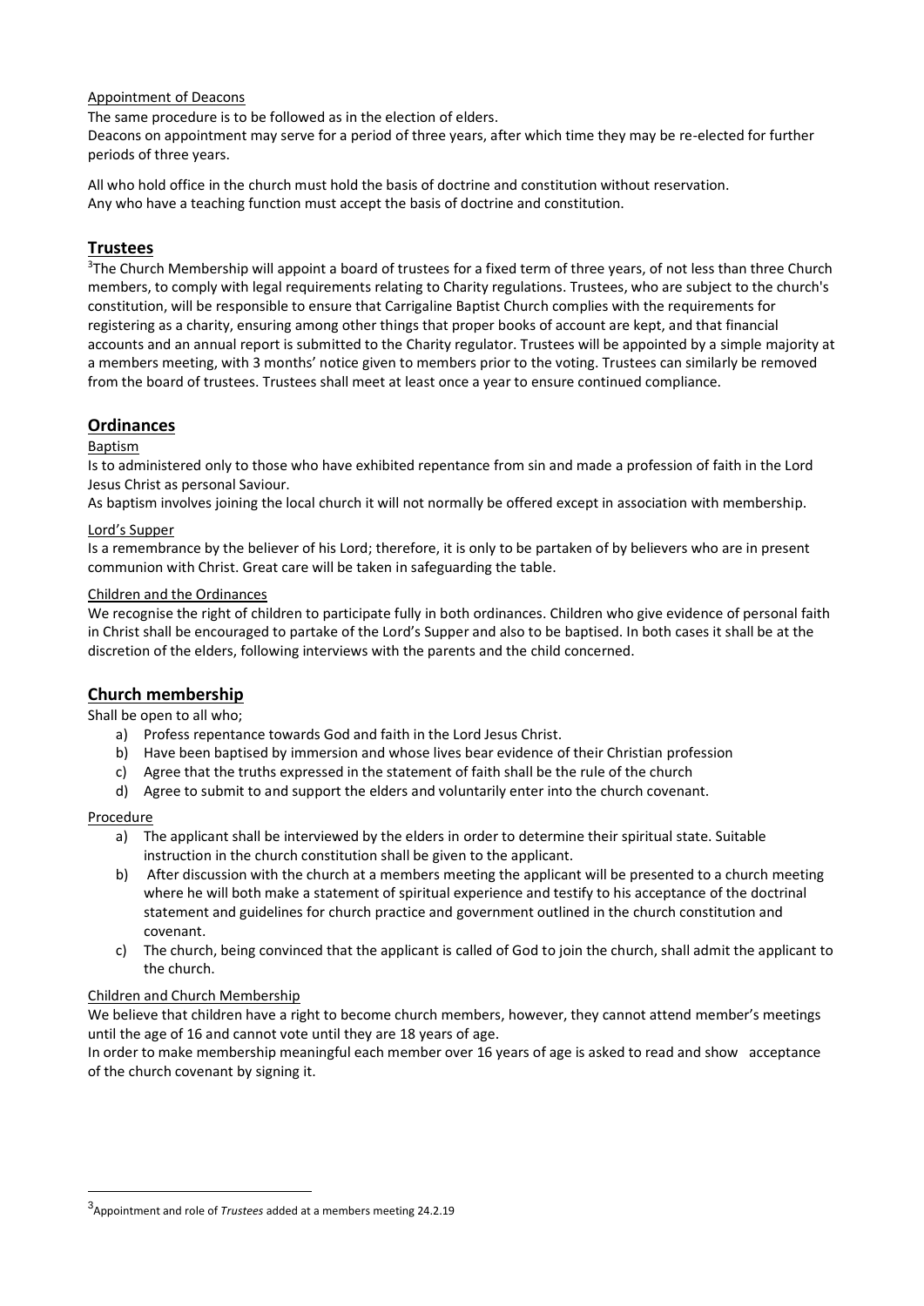Appointment of Deacons

The same procedure is to be followed as in the election of elders.

Deacons on appointment may serve for a period of three years, after which time they may be re-elected for further periods of three years.

All who hold office in the church must hold the basis of doctrine and constitution without reservation.
Any who have a teaching function must accept the basis of doctrine and constitution.

## Trustees

[3]The Church Membership will appoint a board of trustees for a fixed term of three years, of not less than three Church members, to comply with legal requirements relating to Charity regulations. Trustees, who are subject to the church's constitution, will be responsible to ensure that Carrigaline Baptist Church complies with the requirements for registering as a charity, ensuring among other things that proper books of account are kept, and that financial accounts and an annual report is submitted to the Charity regulator. Trustees will be appointed by a simple majority at a members meeting, with 3 months' notice given to members prior to the voting. Trustees can similarly be removed from the board of trustees. Trustees shall meet at least once a year to ensure continued compliance.

## Ordinances

Baptism

Is to administered only to those who have exhibited repentance from sin and made a profession of faith in the Lord Jesus Christ as personal Saviour.

As baptism involves joining the local church it will not normally be offered except in association with membership.

Lord's Supper

Is a remembrance by the believer of his Lord; therefore, it is only to be partaken of by believers who are in present communion with Christ. Great care will be taken in safeguarding the table.

Children and the Ordinances

We recognise the right of children to participate fully in both ordinances. Children who give evidence of personal faith in Christ shall be encouraged to partake of the Lord's Supper and also to be baptised. In both cases it shall be at the discretion of the elders, following interviews with the parents and the child concerned.

## Church membership

Shall be open to all who;

a) Profess repentance towards God and faith in the Lord Jesus Christ.
b) Have been baptised by immersion and whose lives bear evidence of their Christian profession
c) Agree that the truths expressed in the statement of faith shall be the rule of the church
d) Agree to submit to and support the elders and voluntarily enter into the church covenant.

Procedure

a) The applicant shall be interviewed by the elders in order to determine their spiritual state. Suitable instruction in the church constitution shall be given to the applicant.
b) After discussion with the church at a members meeting the applicant will be presented to a church meeting where he will both make a statement of spiritual experience and testify to his acceptance of the doctrinal statement and guidelines for church practice and government outlined in the church constitution and covenant.
c) The church, being convinced that the applicant is called of God to join the church, shall admit the applicant to the church.

Children and Church Membership

We believe that children have a right to become church members, however, they cannot attend member's meetings until the age of 16 and cannot vote until they are 18 years of age.

In order to make membership meaningful each member over 16 years of age is asked to read and show acceptance of the church covenant by signing it.

[3]Appointment and role of *Trustees* added at a members meeting 24.2.19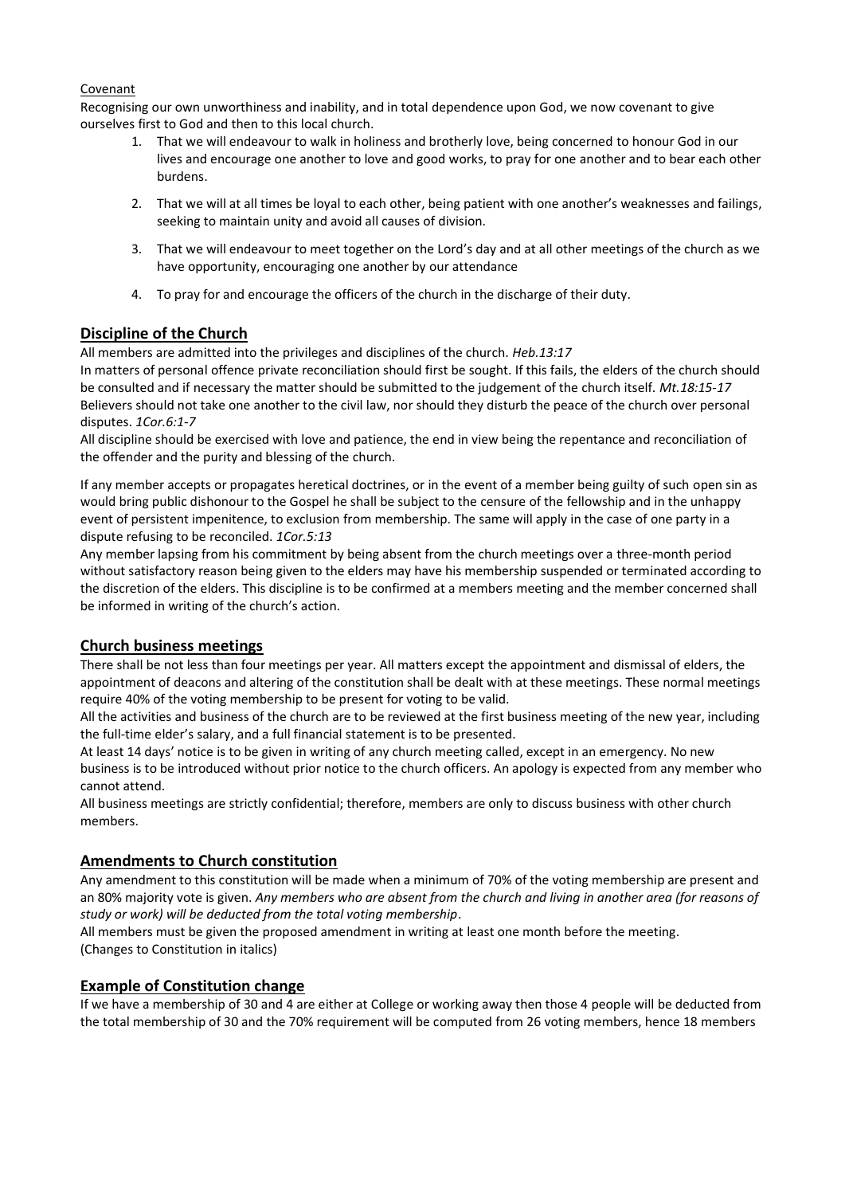Covenant

Recognising our own unworthiness and inability, and in total dependence upon God, we now covenant to give ourselves first to God and then to this local church.

1. That we will endeavour to walk in holiness and brotherly love, being concerned to honour God in our lives and encourage one another to love and good works, to pray for one another and to bear each other burdens.

2. That we will at all times be loyal to each other, being patient with one another's weaknesses and failings, seeking to maintain unity and avoid all causes of division.

3. That we will endeavour to meet together on the Lord's day and at all other meetings of the church as we have opportunity, encouraging one another by our attendance

4. To pray for and encourage the officers of the church in the discharge of their duty.

## Discipline of the Church

All members are admitted into the privileges and disciplines of the church. *Heb.13:17*

In matters of personal offence private reconciliation should first be sought. If this fails, the elders of the church should be consulted and if necessary the matter should be submitted to the judgement of the church itself. *Mt.18:15-17*

Believers should not take one another to the civil law, nor should they disturb the peace of the church over personal disputes. *1Cor.6:1-7*

All discipline should be exercised with love and patience, the end in view being the repentance and reconciliation of the offender and the purity and blessing of the church.

If any member accepts or propagates heretical doctrines, or in the event of a member being guilty of such open sin as would bring public dishonour to the Gospel he shall be subject to the censure of the fellowship and in the unhappy event of persistent impenitence, to exclusion from membership. The same will apply in the case of one party in a dispute refusing to be reconciled. *1Cor.5:13*

Any member lapsing from his commitment by being absent from the church meetings over a three-month period without satisfactory reason being given to the elders may have his membership suspended or terminated according to the discretion of the elders. This discipline is to be confirmed at a members meeting and the member concerned shall be informed in writing of the church's action.

## Church business meetings

There shall be not less than four meetings per year. All matters except the appointment and dismissal of elders, the appointment of deacons and altering of the constitution shall be dealt with at these meetings. These normal meetings require 40% of the voting membership to be present for voting to be valid.

All the activities and business of the church are to be reviewed at the first business meeting of the new year, including the full-time elder's salary, and a full financial statement is to be presented.

At least 14 days' notice is to be given in writing of any church meeting called, except in an emergency. No new business is to be introduced without prior notice to the church officers. An apology is expected from any member who cannot attend.

All business meetings are strictly confidential; therefore, members are only to discuss business with other church members.

## Amendments to Church constitution

Any amendment to this constitution will be made when a minimum of 70% of the voting membership are present and an 80% majority vote is given. *Any members who are absent from the church and living in another area (for reasons of study or work) will be deducted from the total voting membership*.

All members must be given the proposed amendment in writing at least one month before the meeting.

(Changes to Constitution in italics)

## Example of Constitution change

If we have a membership of 30 and 4 are either at College or working away then those 4 people will be deducted from the total membership of 30 and the 70% requirement will be computed from 26 voting members, hence 18 members